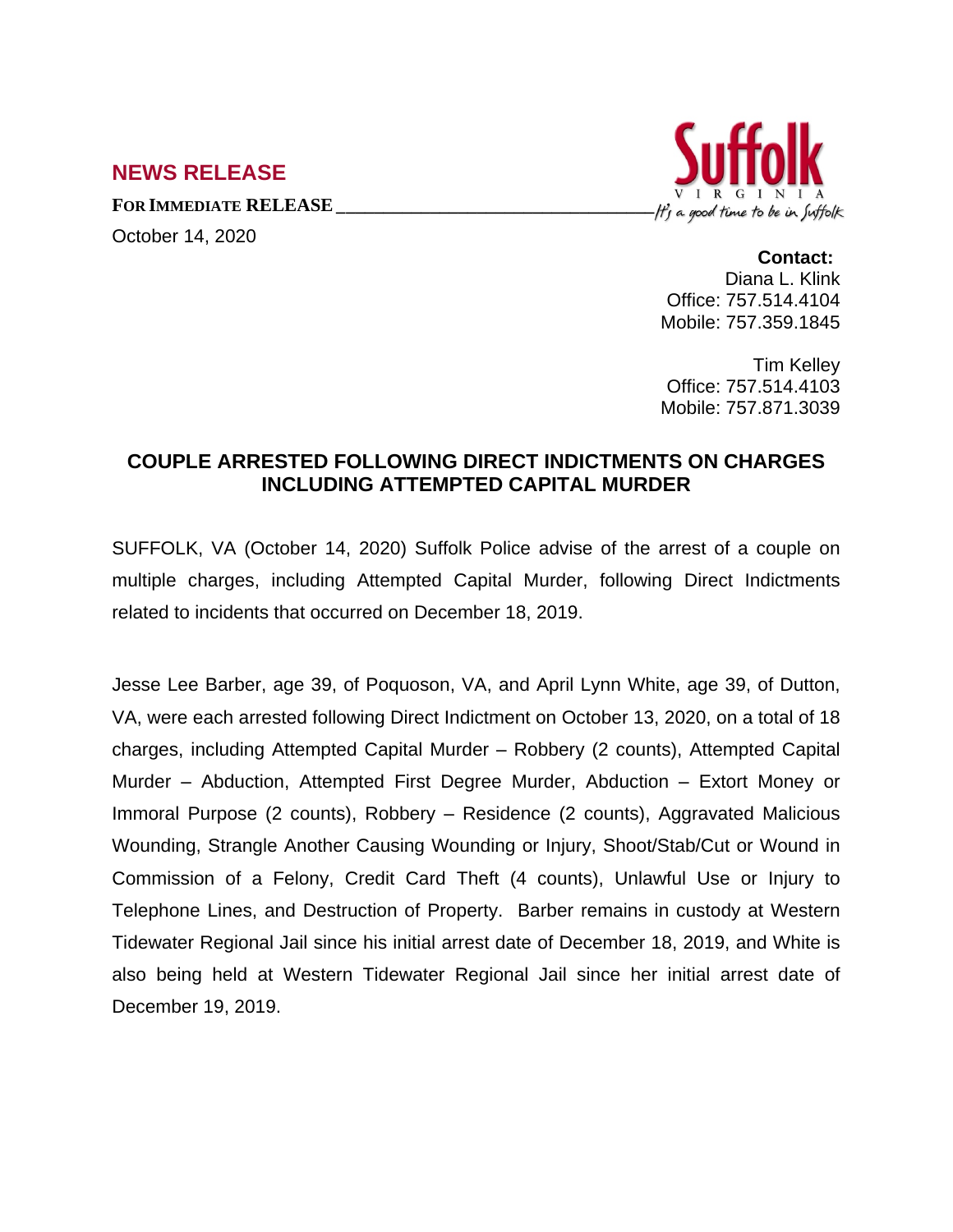## NEWS RELEASE

**FOR IMMEDIATE RELEASE**

October 14, 2020

Suffolk
VIRGINIA
It's a good time to be in Suffolk

**Contact:**
Diana L. Klink
Office: 757.514.4104
Mobile: 757.359.1845

Tim Kelley
Office: 757.514.4103
Mobile: 757.871.3039

# COUPLE ARRESTED FOLLOWING DIRECT INDICTMENTS ON CHARGES INCLUDING ATTEMPTED CAPITAL MURDER

SUFFOLK, VA (October 14, 2020) Suffolk Police advise of the arrest of a couple on multiple charges, including Attempted Capital Murder, following Direct Indictments related to incidents that occurred on December 18, 2019.

Jesse Lee Barber, age 39, of Poquoson, VA, and April Lynn White, age 39, of Dutton, VA, were each arrested following Direct Indictment on October 13, 2020, on a total of 18 charges, including Attempted Capital Murder – Robbery (2 counts), Attempted Capital Murder – Abduction, Attempted First Degree Murder, Abduction – Extort Money or Immoral Purpose (2 counts), Robbery – Residence (2 counts), Aggravated Malicious Wounding, Strangle Another Causing Wounding or Injury, Shoot/Stab/Cut or Wound in Commission of a Felony, Credit Card Theft (4 counts), Unlawful Use or Injury to Telephone Lines, and Destruction of Property. Barber remains in custody at Western Tidewater Regional Jail since his initial arrest date of December 18, 2019, and White is also being held at Western Tidewater Regional Jail since her initial arrest date of December 19, 2019.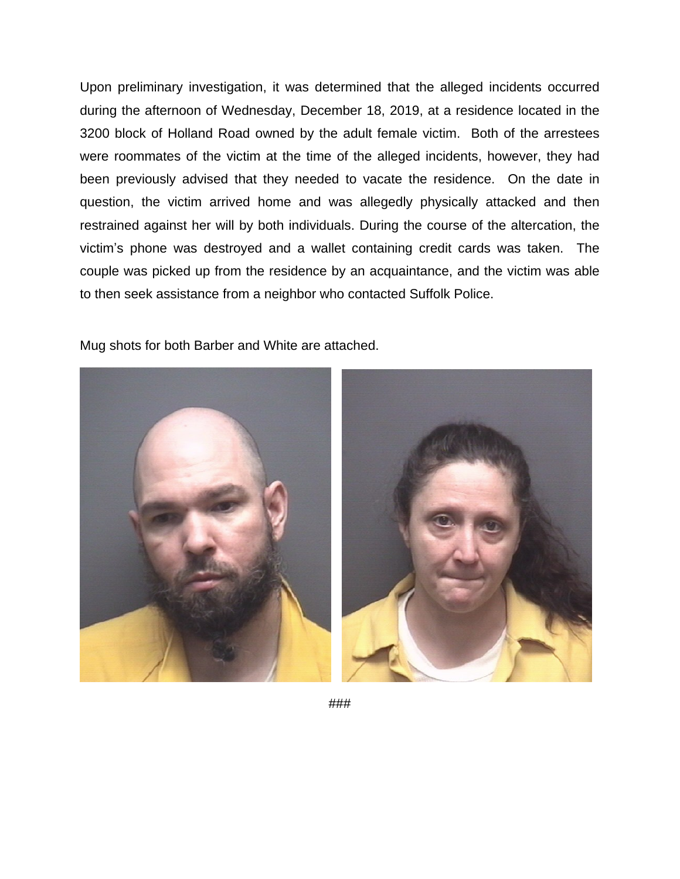Upon preliminary investigation, it was determined that the alleged incidents occurred during the afternoon of Wednesday, December 18, 2019, at a residence located in the 3200 block of Holland Road owned by the adult female victim. Both of the arrestees were roommates of the victim at the time of the alleged incidents, however, they had been previously advised that they needed to vacate the residence. On the date in question, the victim arrived home and was allegedly physically attacked and then restrained against her will by both individuals. During the course of the altercation, the victim's phone was destroyed and a wallet containing credit cards was taken. The couple was picked up from the residence by an acquaintance, and the victim was able to then seek assistance from a neighbor who contacted Suffolk Police.

Mug shots for both Barber and White are attached.

###